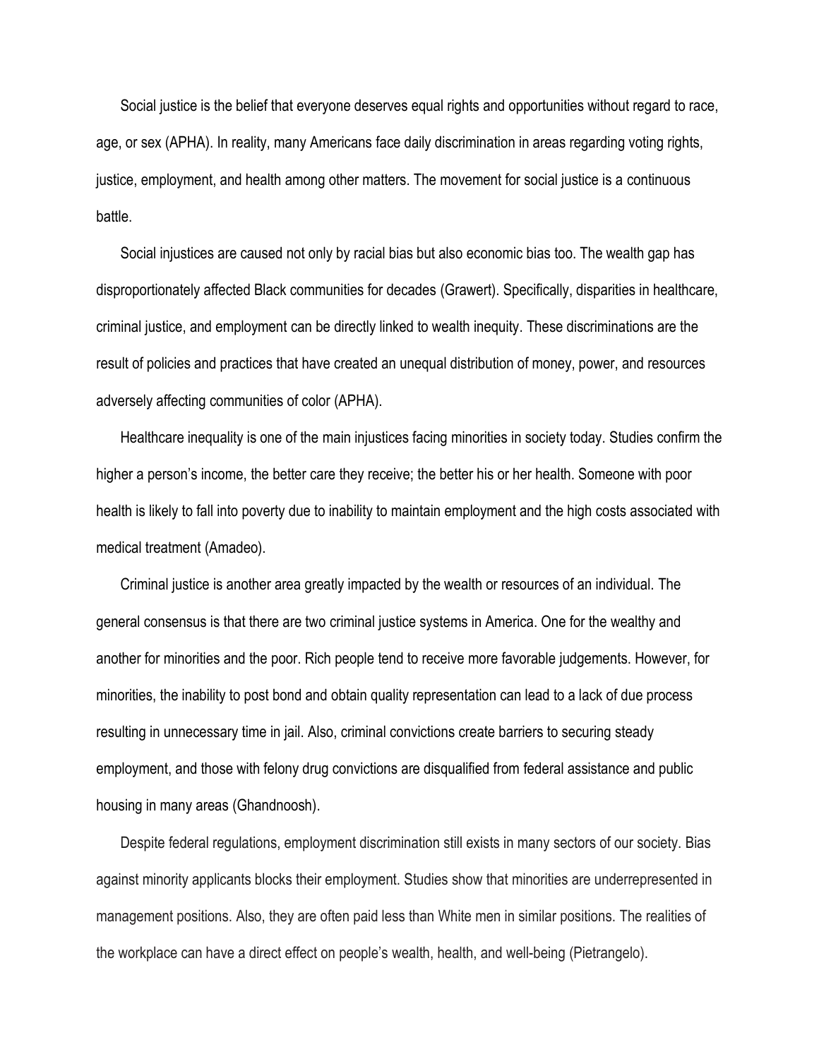Social justice is the belief that everyone deserves equal rights and opportunities without regard to race, age, or sex (APHA). In reality, many Americans face daily discrimination in areas regarding voting rights, justice, employment, and health among other matters. The movement for social justice is a continuous battle.

Social injustices are caused not only by racial bias but also economic bias too. The wealth gap has disproportionately affected Black communities for decades (Grawert). Specifically, disparities in healthcare, criminal justice, and employment can be directly linked to wealth inequity. These discriminations are the result of policies and practices that have created an unequal distribution of money, power, and resources adversely affecting communities of color (APHA).

Healthcare inequality is one of the main injustices facing minorities in society today. Studies confirm the higher a person's income, the better care they receive; the better his or her health. Someone with poor health is likely to fall into poverty due to inability to maintain employment and the high costs associated with medical treatment (Amadeo).

Criminal justice is another area greatly impacted by the wealth or resources of an individual. The general consensus is that there are two criminal justice systems in America. One for the wealthy and another for minorities and the poor. Rich people tend to receive more favorable judgements. However, for minorities, the inability to post bond and obtain quality representation can lead to a lack of due process resulting in unnecessary time in jail. Also, criminal convictions create barriers to securing steady employment, and those with felony drug convictions are disqualified from federal assistance and public housing in many areas (Ghandnoosh).

Despite federal regulations, employment discrimination still exists in many sectors of our society. Bias against minority applicants blocks their employment. Studies show that minorities are underrepresented in management positions. Also, they are often paid less than White men in similar positions. The realities of the workplace can have a direct effect on people's wealth, health, and well-being (Pietrangelo).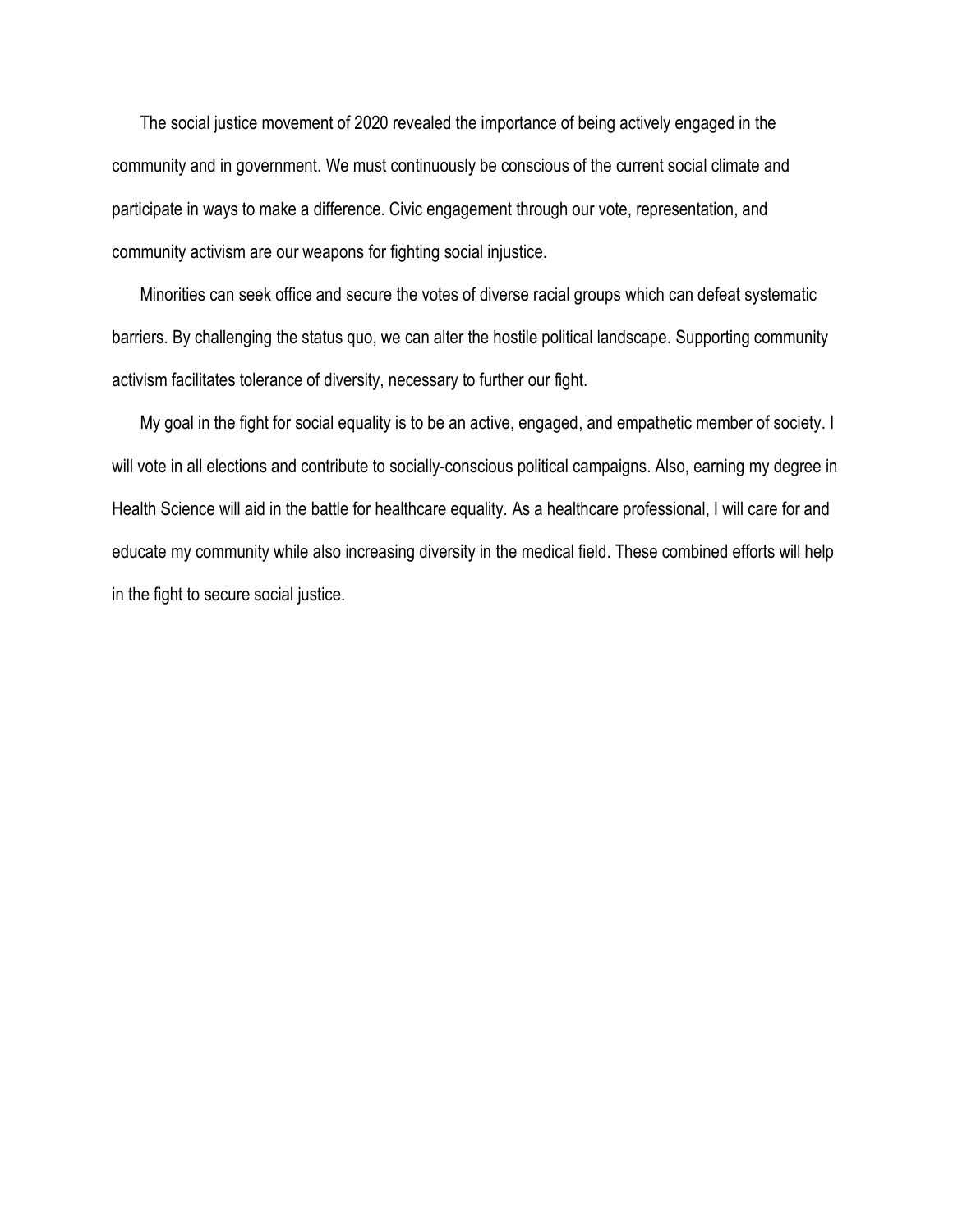The social justice movement of 2020 revealed the importance of being actively engaged in the community and in government. We must continuously be conscious of the current social climate and participate in ways to make a difference. Civic engagement through our vote, representation, and community activism are our weapons for fighting social injustice.

Minorities can seek office and secure the votes of diverse racial groups which can defeat systematic barriers. By challenging the status quo, we can alter the hostile political landscape. Supporting community activism facilitates tolerance of diversity, necessary to further our fight.

My goal in the fight for social equality is to be an active, engaged, and empathetic member of society. I will vote in all elections and contribute to socially-conscious political campaigns. Also, earning my degree in Health Science will aid in the battle for healthcare equality. As a healthcare professional, I will care for and educate my community while also increasing diversity in the medical field. These combined efforts will help in the fight to secure social justice.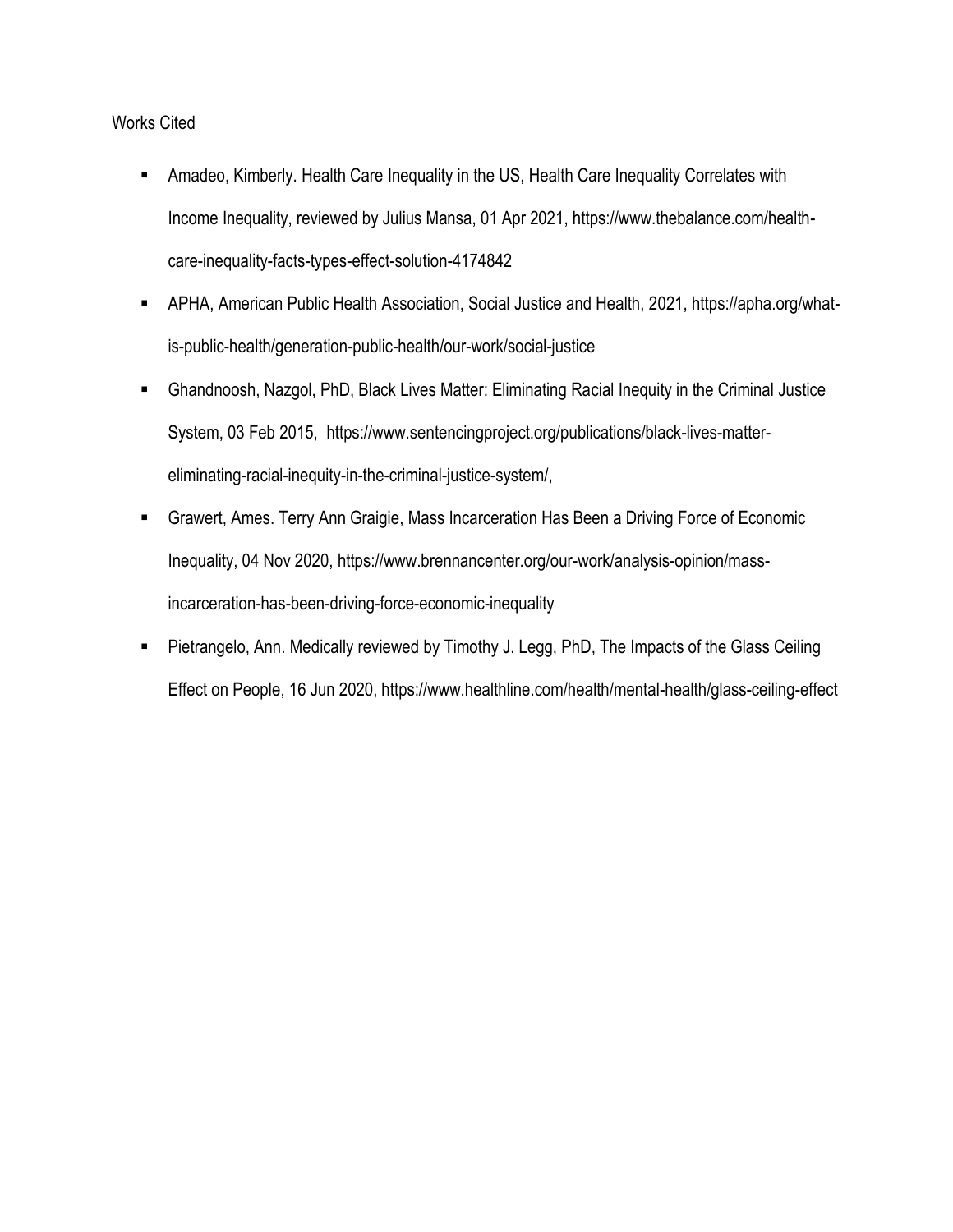Works Cited

- Amadeo, Kimberly. Health Care Inequality in the US, Health Care Inequality Correlates with Income Inequality, reviewed by Julius Mansa, 01 Apr 2021, https://www.thebalance.com/health-care-inequality-facts-types-effect-solution-4174842
- APHA, American Public Health Association, Social Justice and Health, 2021, https://apha.org/what-is-public-health/generation-public-health/our-work/social-justice
- Ghandnoosh, Nazgol, PhD, Black Lives Matter: Eliminating Racial Inequity in the Criminal Justice System, 03 Feb 2015, https://www.sentencingproject.org/publications/black-lives-matter-eliminating-racial-inequity-in-the-criminal-justice-system/,
- Grawert, Ames. Terry Ann Graigie, Mass Incarceration Has Been a Driving Force of Economic Inequality, 04 Nov 2020, https://www.brennancenter.org/our-work/analysis-opinion/mass-incarceration-has-been-driving-force-economic-inequality
- Pietrangelo, Ann. Medically reviewed by Timothy J. Legg, PhD, The Impacts of the Glass Ceiling Effect on People, 16 Jun 2020, https://www.healthline.com/health/mental-health/glass-ceiling-effect